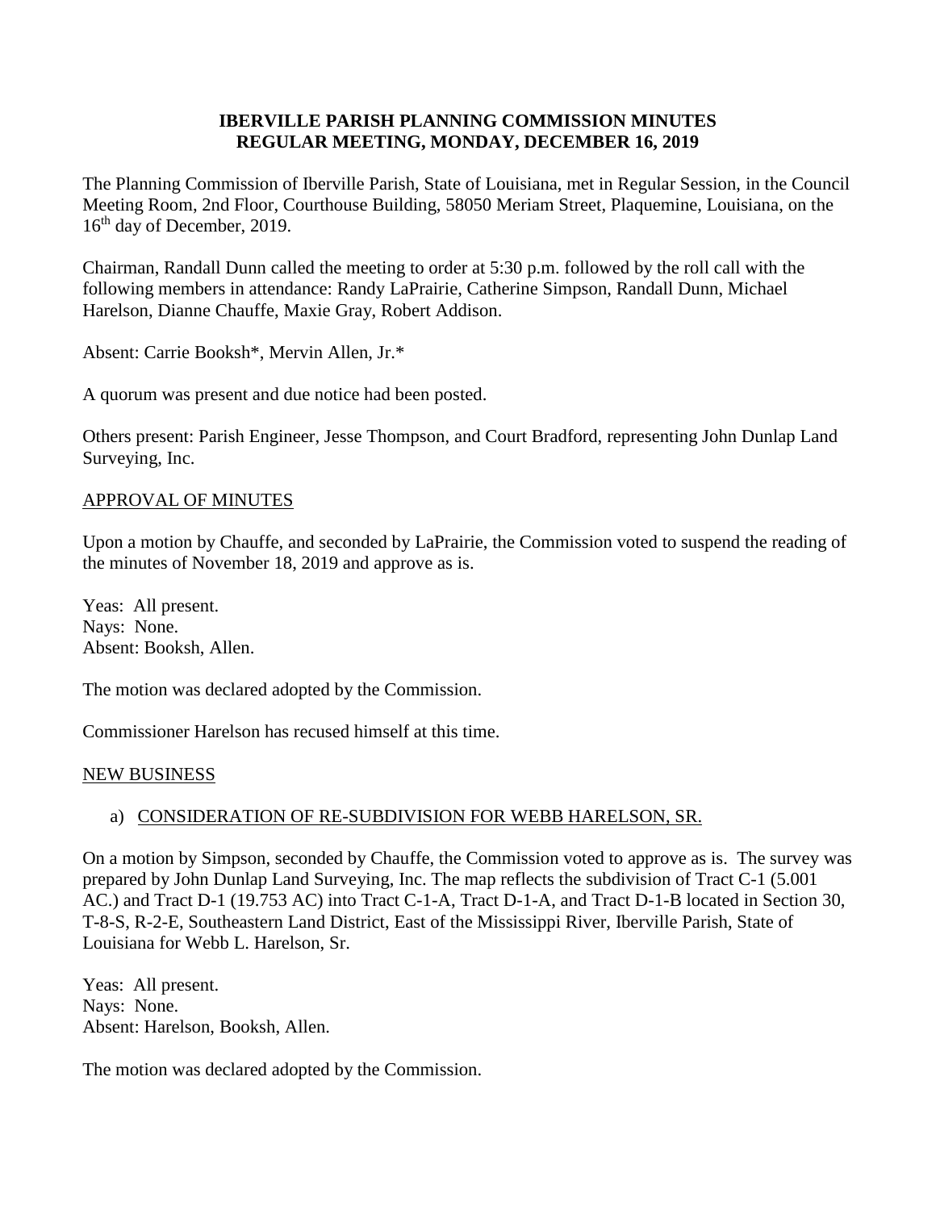# IBERVILLE PARISH PLANNING COMMISSION MINUTES
## REGULAR MEETING, MONDAY, DECEMBER 16, 2019

The Planning Commission of Iberville Parish, State of Louisiana, met in Regular Session, in the Council Meeting Room, 2nd Floor, Courthouse Building, 58050 Meriam Street, Plaquemine, Louisiana, on the 16th day of December, 2019.

Chairman, Randall Dunn called the meeting to order at 5:30 p.m. followed by the roll call with the following members in attendance: Randy LaPrairie, Catherine Simpson, Randall Dunn, Michael Harelson, Dianne Chauffe, Maxie Gray, Robert Addison.

Absent: Carrie Booksh*, Mervin Allen, Jr.*

A quorum was present and due notice had been posted.

Others present: Parish Engineer, Jesse Thompson, and Court Bradford, representing John Dunlap Land Surveying, Inc.

<u>APPROVAL OF MINUTES</u>

Upon a motion by Chauffe, and seconded by LaPrairie, the Commission voted to suspend the reading of the minutes of November 18, 2019 and approve as is.

Yeas: All present.
Nays: None.
Absent: Booksh, Allen.

The motion was declared adopted by the Commission.

Commissioner Harelson has recused himself at this time.

<u>NEW BUSINESS</u>

a) <u>CONSIDERATION OF RE-SUBDIVISION FOR WEBB HARELSON, SR.</u>

On a motion by Simpson, seconded by Chauffe, the Commission voted to approve as is. The survey was prepared by John Dunlap Land Surveying, Inc. The map reflects the subdivision of Tract C-1 (5.001 AC.) and Tract D-1 (19.753 AC) into Tract C-1-A, Tract D-1-A, and Tract D-1-B located in Section 30, T-8-S, R-2-E, Southeastern Land District, East of the Mississippi River, Iberville Parish, State of Louisiana for Webb L. Harelson, Sr.

Yeas: All present.
Nays: None.
Absent: Harelson, Booksh, Allen.

The motion was declared adopted by the Commission.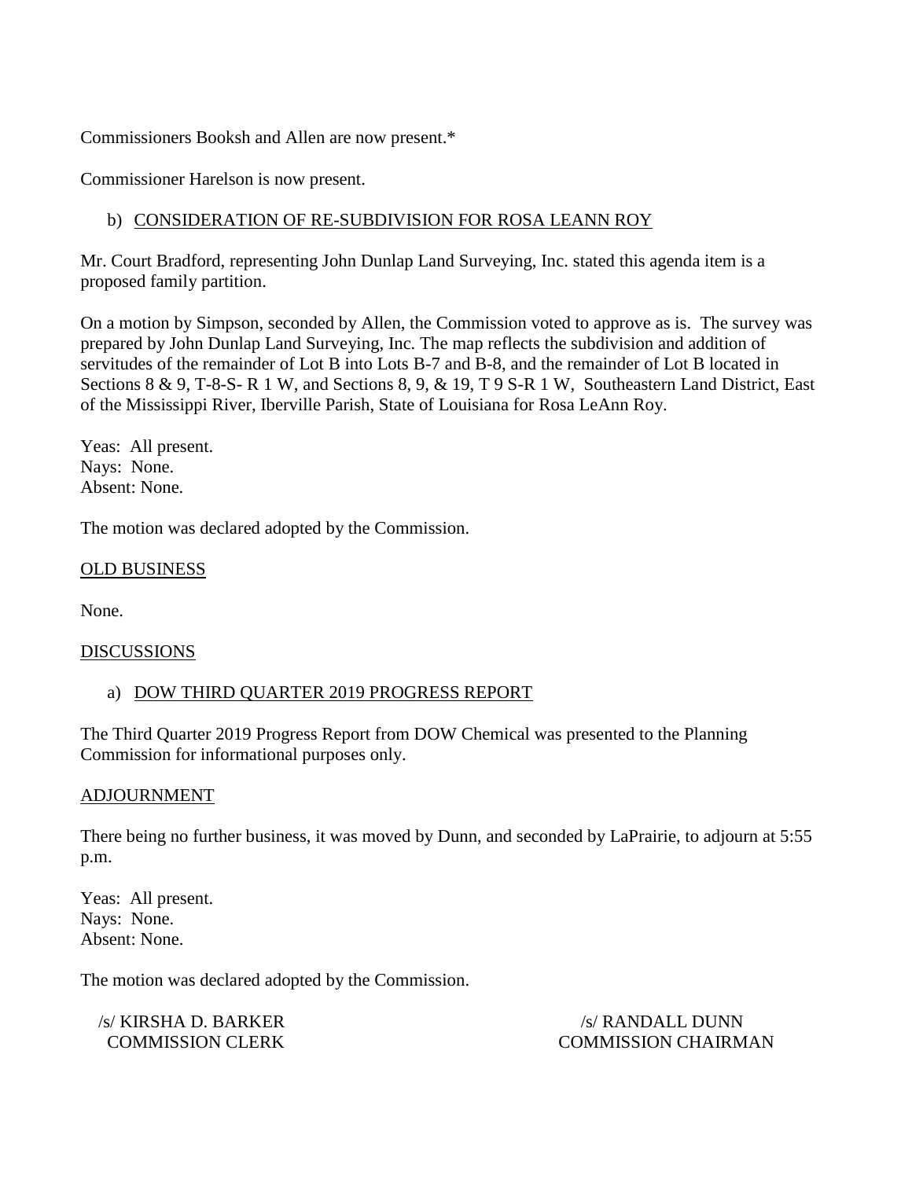Commissioners Booksh and Allen are now present.*

Commissioner Harelson is now present.

b) CONSIDERATION OF RE-SUBDIVISION FOR ROSA LEANN ROY

Mr. Court Bradford, representing John Dunlap Land Surveying, Inc. stated this agenda item is a proposed family partition.

On a motion by Simpson, seconded by Allen, the Commission voted to approve as is. The survey was prepared by John Dunlap Land Surveying, Inc. The map reflects the subdivision and addition of servitudes of the remainder of Lot B into Lots B-7 and B-8, and the remainder of Lot B located in Sections 8 & 9, T-8-S- R 1 W, and Sections 8, 9, & 19, T 9 S-R 1 W, Southeastern Land District, East of the Mississippi River, Iberville Parish, State of Louisiana for Rosa LeAnn Roy.

Yeas: All present.
Nays: None.
Absent: None.

The motion was declared adopted by the Commission.

## OLD BUSINESS

None.

## DISCUSSIONS

a) DOW THIRD QUARTER 2019 PROGRESS REPORT

The Third Quarter 2019 Progress Report from DOW Chemical was presented to the Planning Commission for informational purposes only.

## ADJOURNMENT

There being no further business, it was moved by Dunn, and seconded by LaPrairie, to adjourn at 5:55 p.m.

Yeas: All present.
Nays: None.
Absent: None.

The motion was declared adopted by the Commission.

/s/ KIRSHA D. BARKER
COMMISSION CLERK

/s/ RANDALL DUNN
COMMISSION CHAIRMAN